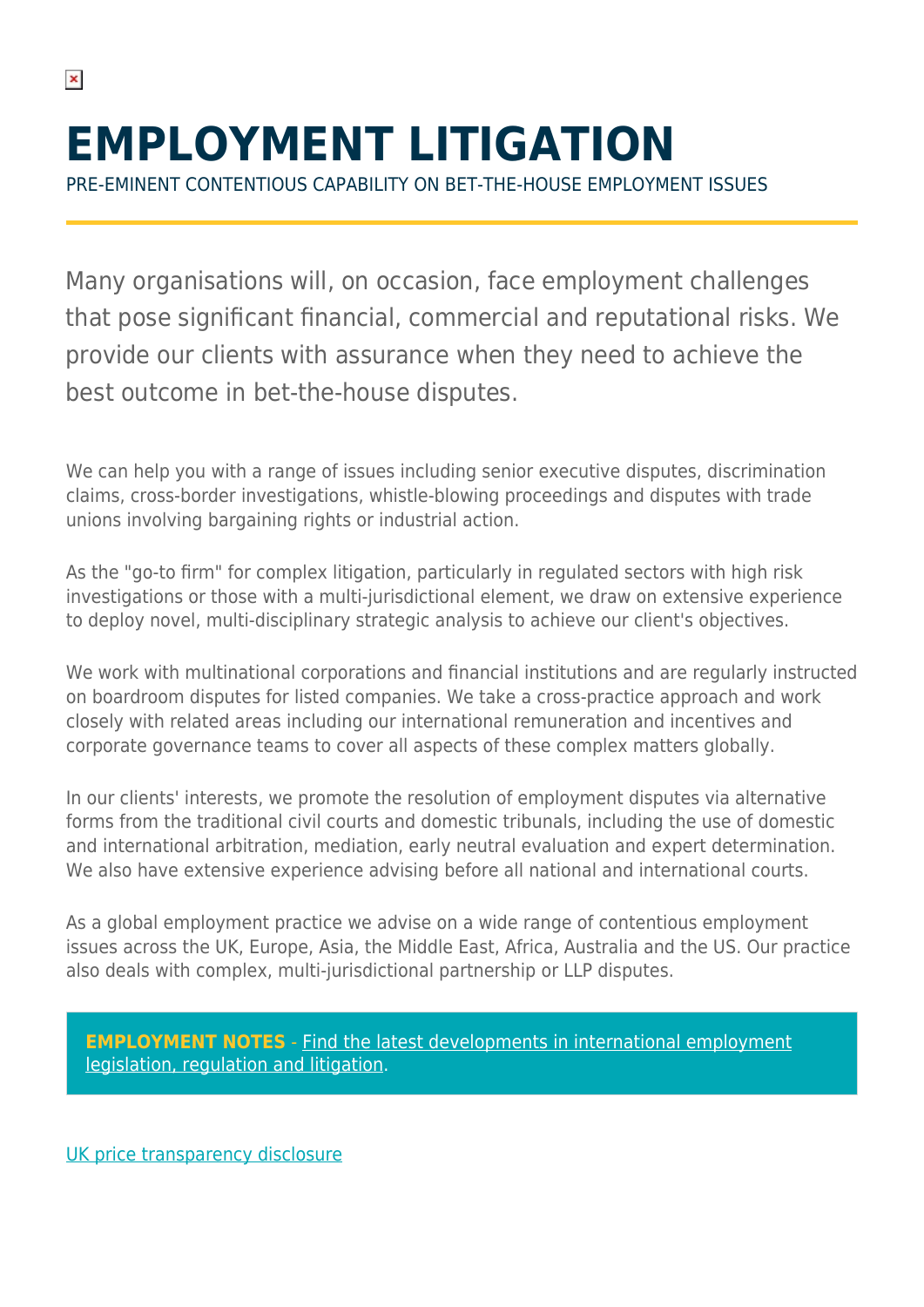# EMPLOYMENT LITIGATION

PRE-EMINENT CONTENTIOUS CAPABILITY ON BET-THE-HOUSE EMPLOYMENT ISSUES

Many organisations will, on occasion, face employment challenges that pose significant financial, commercial and reputational risks. We provide our clients with assurance when they need to achieve the best outcome in bet-the-house disputes.

We can help you with a range of issues including senior executive disputes, discrimination claims, cross-border investigations, whistle-blowing proceedings and disputes with trade unions involving bargaining rights or industrial action.

As the "go-to firm" for complex litigation, particularly in regulated sectors with high risk investigations or those with a multi-jurisdictional element, we draw on extensive experience to deploy novel, multi-disciplinary strategic analysis to achieve our client's objectives.

We work with multinational corporations and financial institutions and are regularly instructed on boardroom disputes for listed companies. We take a cross-practice approach and work closely with related areas including our international remuneration and incentives and corporate governance teams to cover all aspects of these complex matters globally.

In our clients' interests, we promote the resolution of employment disputes via alternative forms from the traditional civil courts and domestic tribunals, including the use of domestic and international arbitration, mediation, early neutral evaluation and expert determination. We also have extensive experience advising before all national and international courts.

As a global employment practice we advise on a wide range of contentious employment issues across the UK, Europe, Asia, the Middle East, Africa, Australia and the US. Our practice also deals with complex, multi-jurisdictional partnership or LLP disputes.

**EMPLOYMENT NOTES** - Find the latest developments in international employment legislation, regulation and litigation.

UK price transparency disclosure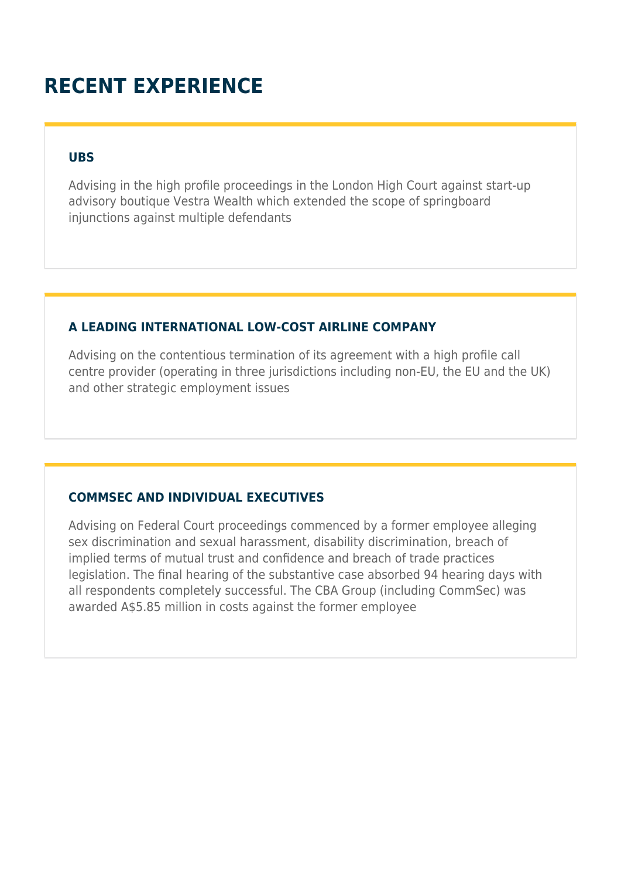# RECENT EXPERIENCE

### UBS

Advising in the high profile proceedings in the London High Court against start-up advisory boutique Vestra Wealth which extended the scope of springboard injunctions against multiple defendants

### A LEADING INTERNATIONAL LOW-COST AIRLINE COMPANY

Advising on the contentious termination of its agreement with a high profile call centre provider (operating in three jurisdictions including non-EU, the EU and the UK) and other strategic employment issues

### COMMSEC AND INDIVIDUAL EXECUTIVES

Advising on Federal Court proceedings commenced by a former employee alleging sex discrimination and sexual harassment, disability discrimination, breach of implied terms of mutual trust and confidence and breach of trade practices legislation. The final hearing of the substantive case absorbed 94 hearing days with all respondents completely successful. The CBA Group (including CommSec) was awarded A$5.85 million in costs against the former employee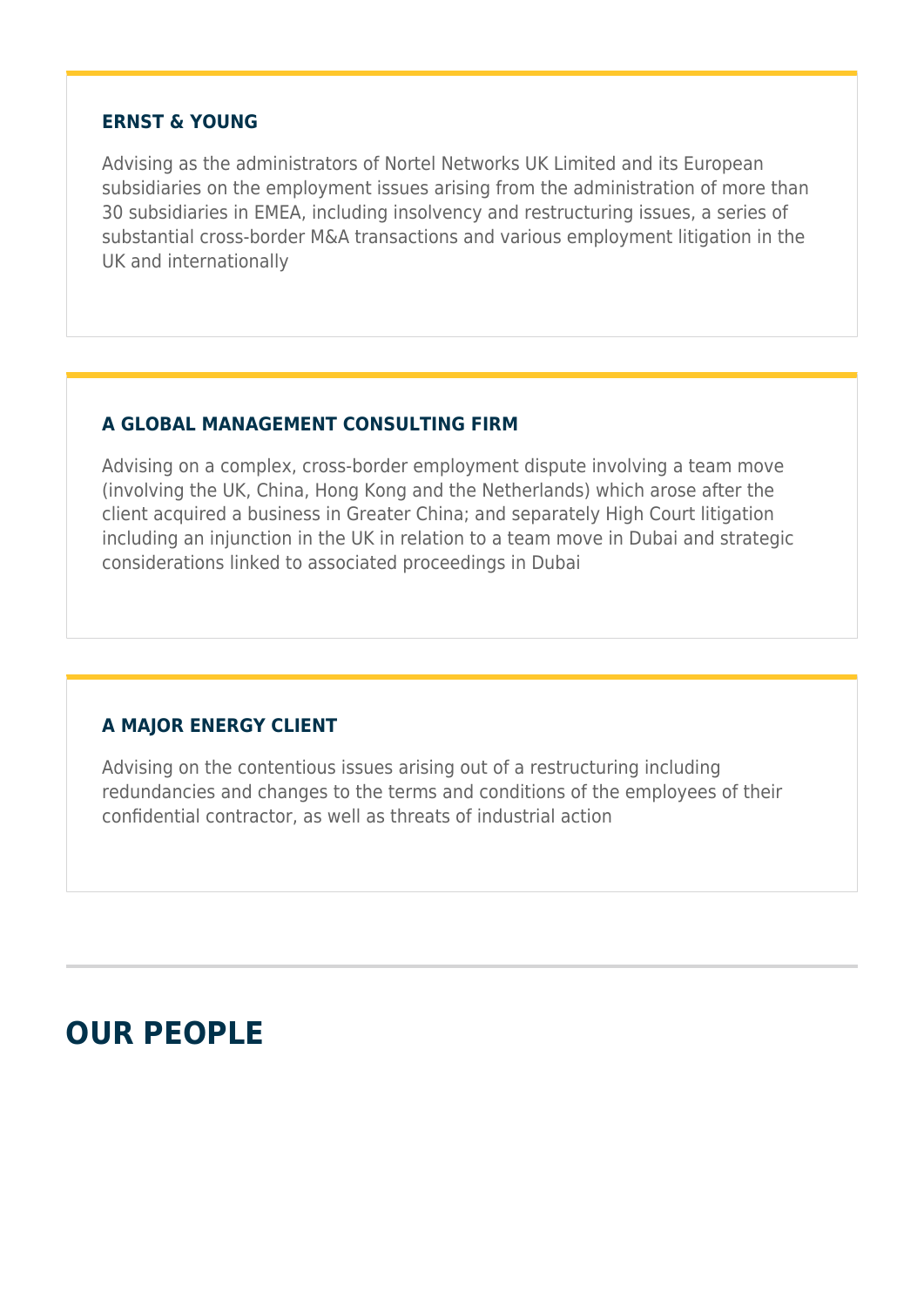### ERNST & YOUNG

Advising as the administrators of Nortel Networks UK Limited and its European subsidiaries on the employment issues arising from the administration of more than 30 subsidiaries in EMEA, including insolvency and restructuring issues, a series of substantial cross-border M&A transactions and various employment litigation in the UK and internationally

### A GLOBAL MANAGEMENT CONSULTING FIRM

Advising on a complex, cross-border employment dispute involving a team move (involving the UK, China, Hong Kong and the Netherlands) which arose after the client acquired a business in Greater China; and separately High Court litigation including an injunction in the UK in relation to a team move in Dubai and strategic considerations linked to associated proceedings in Dubai

### A MAJOR ENERGY CLIENT

Advising on the contentious issues arising out of a restructuring including redundancies and changes to the terms and conditions of the employees of their confidential contractor, as well as threats of industrial action

## OUR PEOPLE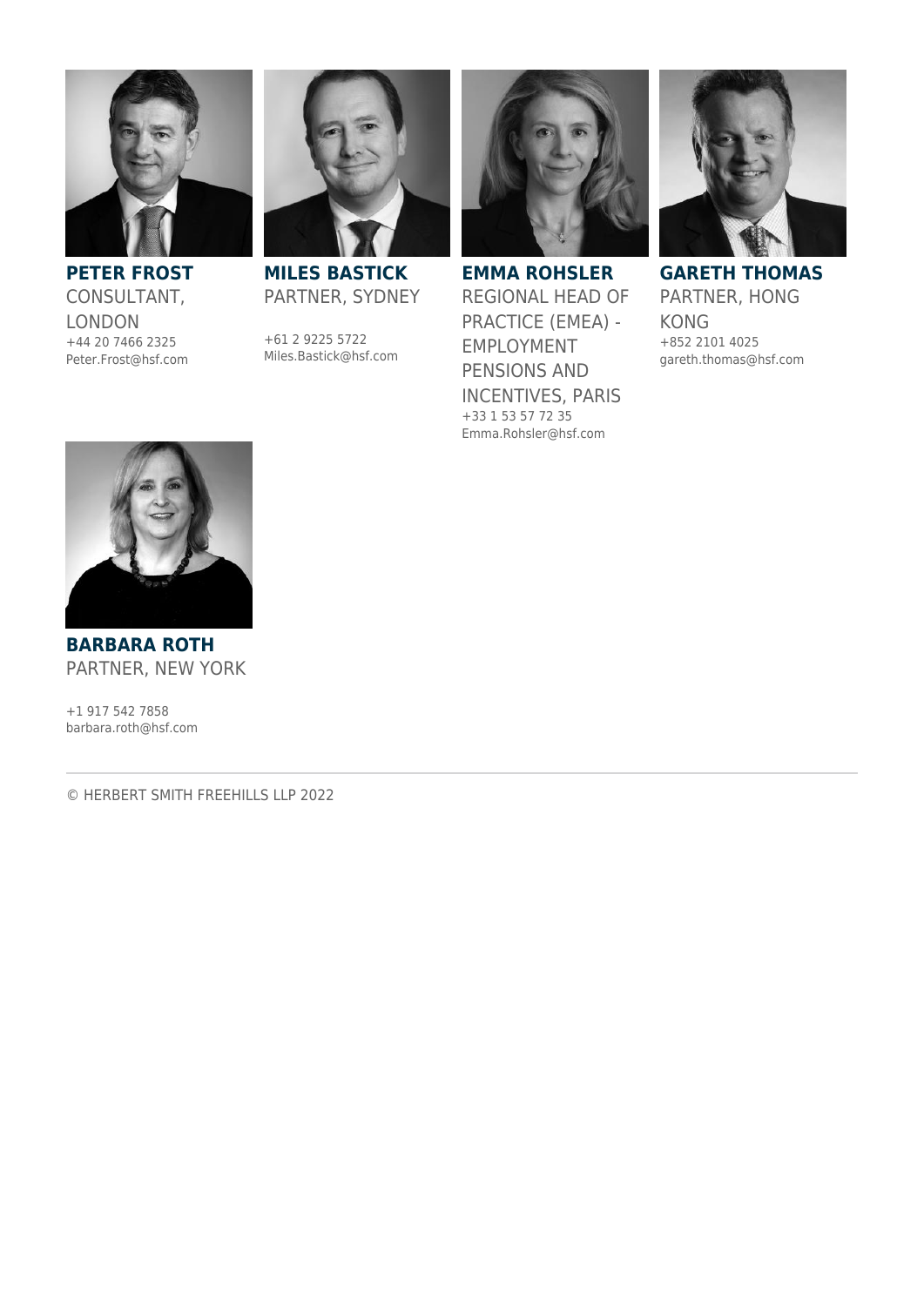**PETER FROST**
CONSULTANT, LONDON
+44 20 7466 2325
Peter.Frost@hsf.com

**MILES BASTICK**
PARTNER, SYDNEY

+61 2 9225 5722
Miles.Bastick@hsf.com

**EMMA ROHSLER**
REGIONAL HEAD OF PRACTICE (EMEA) - EMPLOYMENT PENSIONS AND INCENTIVES, PARIS
+33 1 53 57 72 35
Emma.Rohsler@hsf.com

**GARETH THOMAS**
PARTNER, HONG KONG
+852 2101 4025
gareth.thomas@hsf.com

**BARBARA ROTH**
PARTNER, NEW YORK

+1 917 542 7858
barbara.roth@hsf.com

© HERBERT SMITH FREEHILLS LLP 2022